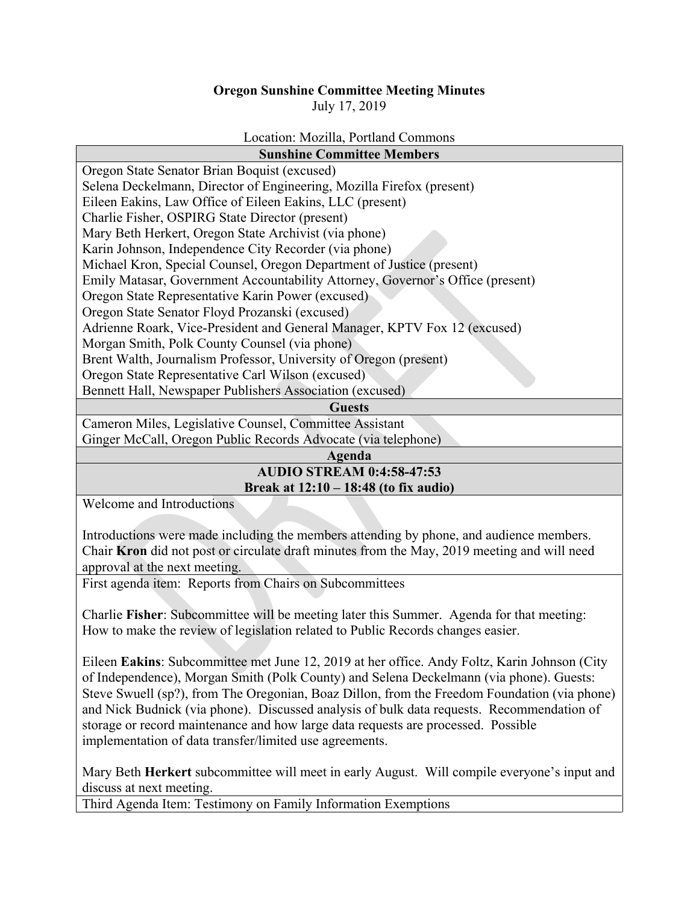**Oregon Sunshine Committee Meeting Minutes**

July 17, 2019

Location: Mozilla, Portland Commons

| **Sunshine Committee Members** |
|---|
| Oregon State Senator Brian Boquist (excused) |
| Selena Deckelmann, Director of Engineering, Mozilla Firefox (present) |
| Eileen Eakins, Law Office of Eileen Eakins, LLC (present) |
| Charlie Fisher, OSPIRG State Director (present) |
| Mary Beth Herkert, Oregon State Archivist (via phone) |
| Karin Johnson, Independence City Recorder (via phone) |
| Michael Kron, Special Counsel, Oregon Department of Justice (present) |
| Emily Matasar, Government Accountability Attorney, Governor's Office (present) |
| Oregon State Representative Karin Power (excused) |
| Oregon State Senator Floyd Prozanski (excused) |
| Adrienne Roark, Vice-President and General Manager, KPTV Fox 12 (excused) |
| Morgan Smith, Polk County Counsel (via phone) |
| Brent Walth, Journalism Professor, University of Oregon (present) |
| Oregon State Representative Carl Wilson (excused) |
| Bennett Hall, Newspaper Publishers Association (excused) |
| **Guests** |
| Cameron Miles, Legislative Counsel, Committee Assistant |
| Ginger McCall, Oregon Public Records Advocate (via telephone) |
| **Agenda** |
| **AUDIO STREAM 0:4:58-47:53**<br>**Break at 12:10 – 18:48 (to fix audio)** |
| Welcome and Introductions<br><br>Introductions were made including the members attending by phone, and audience members. Chair **Kron** did not post or circulate draft minutes from the May, 2019 meeting and will need approval at the next meeting. |
| First agenda item: Reports from Chairs on Subcommittees<br><br>Charlie **Fisher**: Subcommittee will be meeting later this Summer. Agenda for that meeting: How to make the review of legislation related to Public Records changes easier.<br><br>Eileen **Eakins**: Subcommittee met June 12, 2019 at her office. Andy Foltz, Karin Johnson (City of Independence), Morgan Smith (Polk County) and Selena Deckelmann (via phone). Guests: Steve Swuell (sp?), from The Oregonian, Boaz Dillon, from the Freedom Foundation (via phone) and Nick Budnick (via phone). Discussed analysis of bulk data requests. Recommendation of storage or record maintenance and how large data requests are processed. Possible implementation of data transfer/limited use agreements.<br><br>Mary Beth **Herkert** subcommittee will meet in early August. Will compile everyone's input and discuss at next meeting. |
| Third Agenda Item: Testimony on Family Information Exemptions |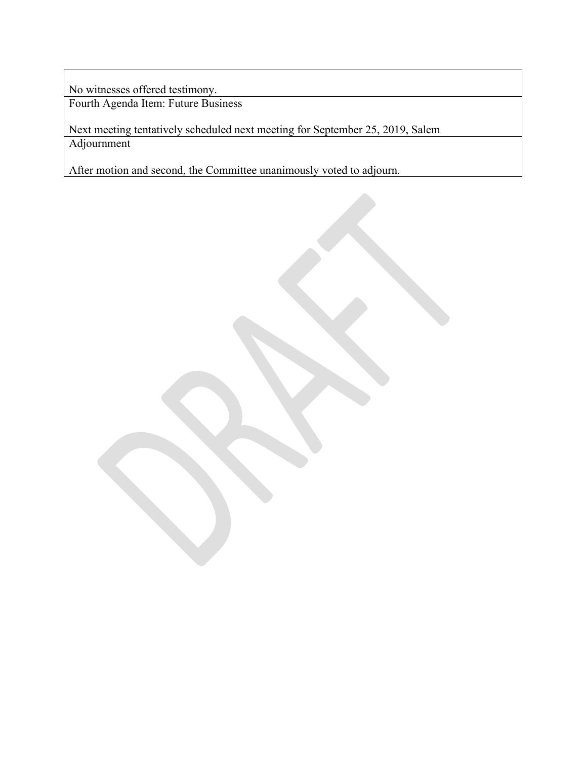No witnesses offered testimony.

Fourth Agenda Item: Future Business

Next meeting tentatively scheduled next meeting for September 25, 2019, Salem

Adjournment

After motion and second, the Committee unanimously voted to adjourn.